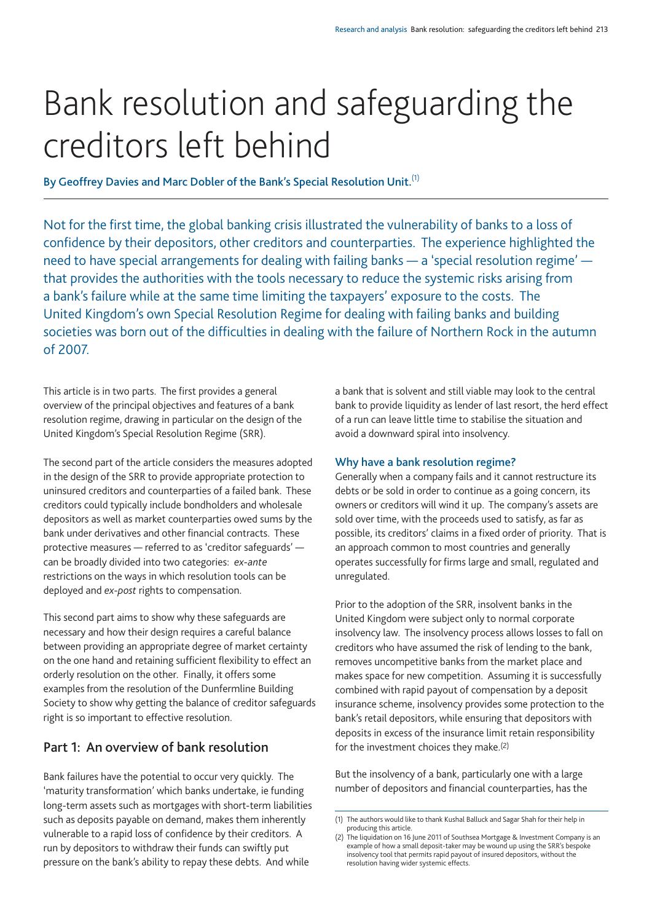# Bank resolution and safeguarding the creditors left behind

**By Geoffrey Davies and Marc Dobler of the Bank's Special Resolution Unit.**[1]

Not for the first time, the global banking crisis illustrated the vulnerability of banks to a loss of confidence by their depositors, other creditors and counterparties. The experience highlighted the need to have special arrangements for dealing with failing banks — a 'special resolution regime' — that provides the authorities with the tools necessary to reduce the systemic risks arising from a bank's failure while at the same time limiting the taxpayers' exposure to the costs. The United Kingdom's own Special Resolution Regime for dealing with failing banks and building societies was born out of the difficulties in dealing with the failure of Northern Rock in the autumn of 2007.

This article is in two parts. The first provides a general overview of the principal objectives and features of a bank resolution regime, drawing in particular on the design of the United Kingdom's Special Resolution Regime (SRR).

The second part of the article considers the measures adopted in the design of the SRR to provide appropriate protection to uninsured creditors and counterparties of a failed bank. These creditors could typically include bondholders and wholesale depositors as well as market counterparties owed sums by the bank under derivatives and other financial contracts. These protective measures — referred to as 'creditor safeguards' — can be broadly divided into two categories: *ex-ante* restrictions on the ways in which resolution tools can be deployed and *ex-post* rights to compensation.

This second part aims to show why these safeguards are necessary and how their design requires a careful balance between providing an appropriate degree of market certainty on the one hand and retaining sufficient flexibility to effect an orderly resolution on the other. Finally, it offers some examples from the resolution of the Dunfermline Building Society to show why getting the balance of creditor safeguards right is so important to effective resolution.

## Part 1: An overview of bank resolution

Bank failures have the potential to occur very quickly. The 'maturity transformation' which banks undertake, ie funding long-term assets such as mortgages with short-term liabilities such as deposits payable on demand, makes them inherently vulnerable to a rapid loss of confidence by their creditors. A run by depositors to withdraw their funds can swiftly put pressure on the bank's ability to repay these debts. And while a bank that is solvent and still viable may look to the central bank to provide liquidity as lender of last resort, the herd effect of a run can leave little time to stabilise the situation and avoid a downward spiral into insolvency.

### Why have a bank resolution regime?

Generally when a company fails and it cannot restructure its debts or be sold in order to continue as a going concern, its owners or creditors will wind it up. The company's assets are sold over time, with the proceeds used to satisfy, as far as possible, its creditors' claims in a fixed order of priority. That is an approach common to most countries and generally operates successfully for firms large and small, regulated and unregulated.

Prior to the adoption of the SRR, insolvent banks in the United Kingdom were subject only to normal corporate insolvency law. The insolvency process allows losses to fall on creditors who have assumed the risk of lending to the bank, removes uncompetitive banks from the market place and makes space for new competition. Assuming it is successfully combined with rapid payout of compensation by a deposit insurance scheme, insolvency provides some protection to the bank's retail depositors, while ensuring that depositors with deposits in excess of the insurance limit retain responsibility for the investment choices they make.[2]

But the insolvency of a bank, particularly one with a large number of depositors and financial counterparties, has the

(1) The authors would like to thank Kushal Balluck and Sagar Shah for their help in producing this article.
(2) The liquidation on 16 June 2011 of Southsea Mortgage & Investment Company is an example of how a small deposit-taker may be wound up using the SRR's bespoke insolvency tool that permits rapid payout of insured depositors, without the resolution having wider systemic effects.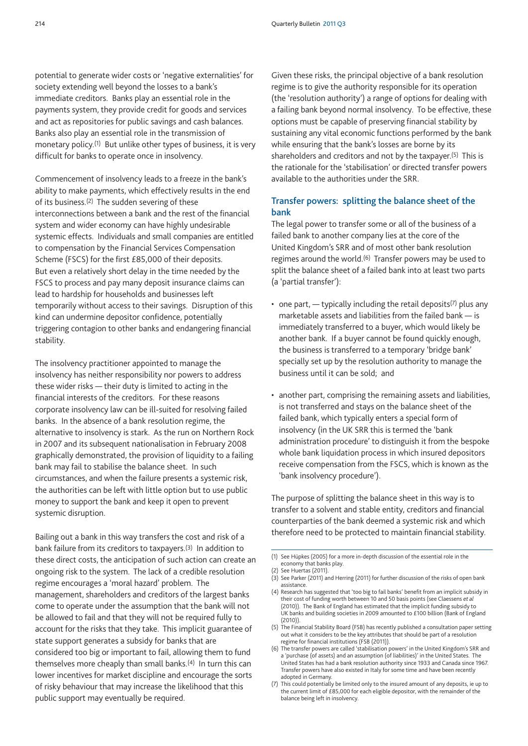potential to generate wider costs or 'negative externalities' for society extending well beyond the losses to a bank's immediate creditors. Banks play an essential role in the payments system, they provide credit for goods and services and act as repositories for public savings and cash balances. Banks also play an essential role in the transmission of monetary policy.[1] But unlike other types of business, it is very difficult for banks to operate once in insolvency.

Commencement of insolvency leads to a freeze in the bank's ability to make payments, which effectively results in the end of its business.[2] The sudden severing of these interconnections between a bank and the rest of the financial system and wider economy can have highly undesirable systemic effects. Individuals and small companies are entitled to compensation by the Financial Services Compensation Scheme (FSCS) for the first £85,000 of their deposits. But even a relatively short delay in the time needed by the FSCS to process and pay many deposit insurance claims can lead to hardship for households and businesses left temporarily without access to their savings. Disruption of this kind can undermine depositor confidence, potentially triggering contagion to other banks and endangering financial stability.

The insolvency practitioner appointed to manage the insolvency has neither responsibility nor powers to address these wider risks — their duty is limited to acting in the financial interests of the creditors. For these reasons corporate insolvency law can be ill-suited for resolving failed banks. In the absence of a bank resolution regime, the alternative to insolvency is stark. As the run on Northern Rock in 2007 and its subsequent nationalisation in February 2008 graphically demonstrated, the provision of liquidity to a failing bank may fail to stabilise the balance sheet. In such circumstances, and when the failure presents a systemic risk, the authorities can be left with little option but to use public money to support the bank and keep it open to prevent systemic disruption.

Bailing out a bank in this way transfers the cost and risk of a bank failure from its creditors to taxpayers.[3] In addition to these direct costs, the anticipation of such action can create an ongoing risk to the system. The lack of a credible resolution regime encourages a 'moral hazard' problem. The management, shareholders and creditors of the largest banks come to operate under the assumption that the bank will not be allowed to fail and that they will not be required fully to account for the risks that they take. This implicit guarantee of state support generates a subsidy for banks that are considered too big or important to fail, allowing them to fund themselves more cheaply than small banks.[4] In turn this can lower incentives for market discipline and encourage the sorts of risky behaviour that may increase the likelihood that this public support may eventually be required.

Given these risks, the principal objective of a bank resolution regime is to give the authority responsible for its operation (the 'resolution authority') a range of options for dealing with a failing bank beyond normal insolvency. To be effective, these options must be capable of preserving financial stability by sustaining any vital economic functions performed by the bank while ensuring that the bank's losses are borne by its shareholders and creditors and not by the taxpayer.[5] This is the rationale for the 'stabilisation' or directed transfer powers available to the authorities under the SRR.

## Transfer powers: splitting the balance sheet of the bank

The legal power to transfer some or all of the business of a failed bank to another company lies at the core of the United Kingdom's SRR and of most other bank resolution regimes around the world.[6] Transfer powers may be used to split the balance sheet of a failed bank into at least two parts (a 'partial transfer'):

- one part, — typically including the retail deposits[7] plus any marketable assets and liabilities from the failed bank — is immediately transferred to a buyer, which would likely be another bank. If a buyer cannot be found quickly enough, the business is transferred to a temporary 'bridge bank' specially set up by the resolution authority to manage the business until it can be sold; and
- another part, comprising the remaining assets and liabilities, is not transferred and stays on the balance sheet of the failed bank, which typically enters a special form of insolvency (in the UK SRR this is termed the 'bank administration procedure' to distinguish it from the bespoke whole bank liquidation process in which insured depositors receive compensation from the FSCS, which is known as the 'bank insolvency procedure').

The purpose of splitting the balance sheet in this way is to transfer to a solvent and stable entity, creditors and financial counterparties of the bank deemed a systemic risk and which therefore need to be protected to maintain financial stability.

(1) See Hüpkes (2005) for a more in-depth discussion of the essential role in the economy that banks play.
(2) See Huertas (2011).
(3) See Parker (2011) and Herring (2011) for further discussion of the risks of open bank assistance.
(4) Research has suggested that 'too big to fail banks' benefit from an implicit subsidy in their cost of funding worth between 10 and 50 basis points (see Claessens *et al* (2010)). The Bank of England has estimated that the implicit funding subsidy to UK banks and building societies in 2009 amounted to £100 billion (Bank of England (2010)).
(5) The Financial Stability Board (FSB) has recently published a consultation paper setting out what it considers to be the key attributes that should be part of a resolution regime for financial institutions (FSB (2011)).
(6) The transfer powers are called 'stabilisation powers' in the United Kingdom's SRR and a 'purchase (of assets) and an assumption (of liabilities)' in the United States. The United States has had a bank resolution authority since 1933 and Canada since 1967. Transfer powers have also existed in Italy for some time and have been recently adopted in Germany.
(7) This could potentially be limited only to the insured amount of any deposits, ie up to the current limit of £85,000 for each eligible depositor, with the remainder of the balance being left in insolvency.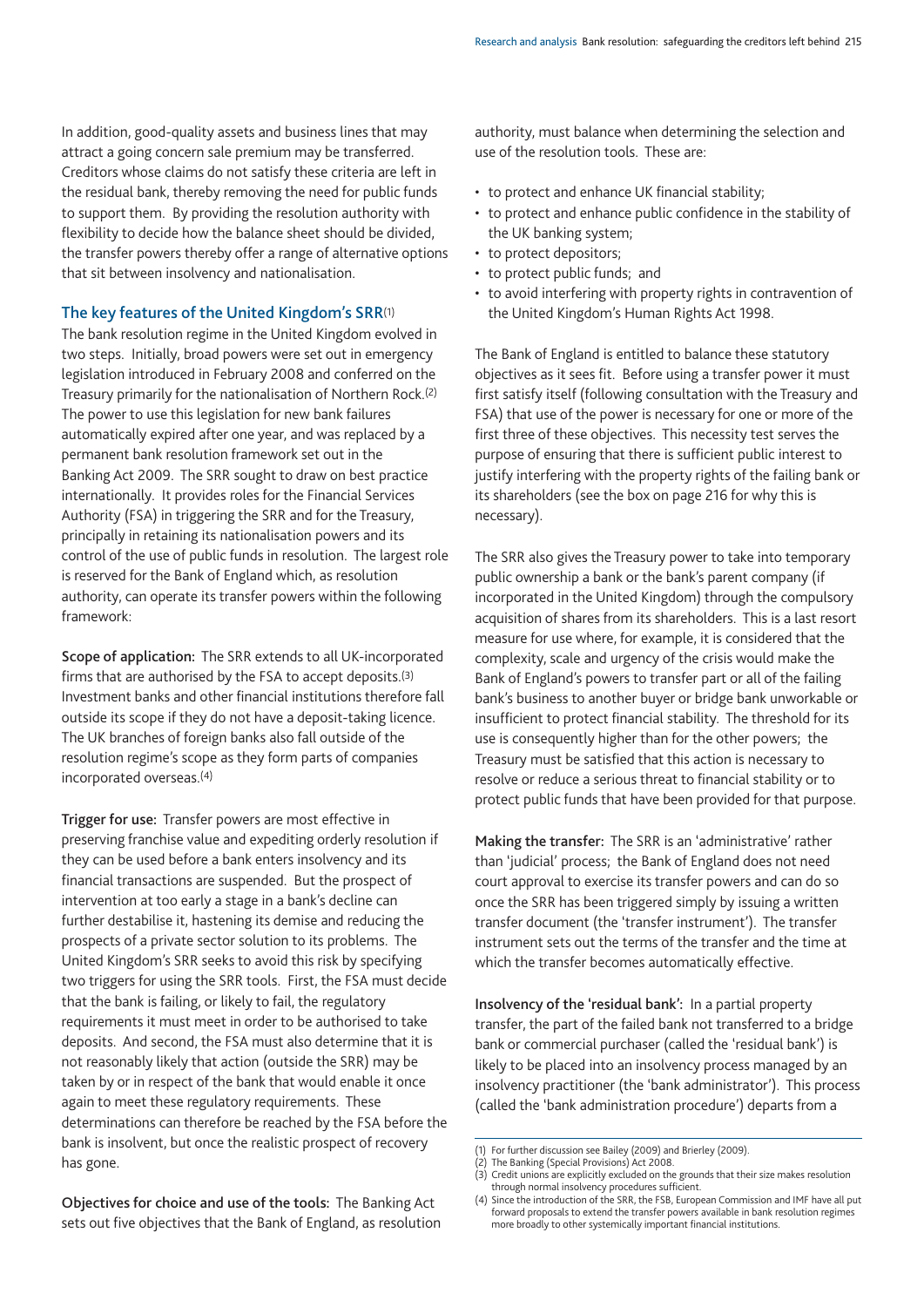In addition, good-quality assets and business lines that may attract a going concern sale premium may be transferred. Creditors whose claims do not satisfy these criteria are left in the residual bank, thereby removing the need for public funds to support them. By providing the resolution authority with flexibility to decide how the balance sheet should be divided, the transfer powers thereby offer a range of alternative options that sit between insolvency and nationalisation.

## The key features of the United Kingdom's SRR[1]

The bank resolution regime in the United Kingdom evolved in two steps. Initially, broad powers were set out in emergency legislation introduced in February 2008 and conferred on the Treasury primarily for the nationalisation of Northern Rock.[2] The power to use this legislation for new bank failures automatically expired after one year, and was replaced by a permanent bank resolution framework set out in the Banking Act 2009. The SRR sought to draw on best practice internationally. It provides roles for the Financial Services Authority (FSA) in triggering the SRR and for the Treasury, principally in retaining its nationalisation powers and its control of the use of public funds in resolution. The largest role is reserved for the Bank of England which, as resolution authority, can operate its transfer powers within the following framework:

**Scope of application:** The SRR extends to all UK-incorporated firms that are authorised by the FSA to accept deposits.[3] Investment banks and other financial institutions therefore fall outside its scope if they do not have a deposit-taking licence. The UK branches of foreign banks also fall outside of the resolution regime's scope as they form parts of companies incorporated overseas.[4]

**Trigger for use:** Transfer powers are most effective in preserving franchise value and expediting orderly resolution if they can be used before a bank enters insolvency and its financial transactions are suspended. But the prospect of intervention at too early a stage in a bank's decline can further destabilise it, hastening its demise and reducing the prospects of a private sector solution to its problems. The United Kingdom's SRR seeks to avoid this risk by specifying two triggers for using the SRR tools. First, the FSA must decide that the bank is failing, or likely to fail, the regulatory requirements it must meet in order to be authorised to take deposits. And second, the FSA must also determine that it is not reasonably likely that action (outside the SRR) may be taken by or in respect of the bank that would enable it once again to meet these regulatory requirements. These determinations can therefore be reached by the FSA before the bank is insolvent, but once the realistic prospect of recovery has gone.

**Objectives for choice and use of the tools:** The Banking Act sets out five objectives that the Bank of England, as resolution authority, must balance when determining the selection and use of the resolution tools. These are:

- to protect and enhance UK financial stability;
- to protect and enhance public confidence in the stability of the UK banking system;
- to protect depositors;
- to protect public funds; and
- to avoid interfering with property rights in contravention of the United Kingdom's Human Rights Act 1998.

The Bank of England is entitled to balance these statutory objectives as it sees fit. Before using a transfer power it must first satisfy itself (following consultation with the Treasury and FSA) that use of the power is necessary for one or more of the first three of these objectives. This necessity test serves the purpose of ensuring that there is sufficient public interest to justify interfering with the property rights of the failing bank or its shareholders (see the box on page 216 for why this is necessary).

The SRR also gives the Treasury power to take into temporary public ownership a bank or the bank's parent company (if incorporated in the United Kingdom) through the compulsory acquisition of shares from its shareholders. This is a last resort measure for use where, for example, it is considered that the complexity, scale and urgency of the crisis would make the Bank of England's powers to transfer part or all of the failing bank's business to another buyer or bridge bank unworkable or insufficient to protect financial stability. The threshold for its use is consequently higher than for the other powers; the Treasury must be satisfied that this action is necessary to resolve or reduce a serious threat to financial stability or to protect public funds that have been provided for that purpose.

**Making the transfer:** The SRR is an 'administrative' rather than 'judicial' process; the Bank of England does not need court approval to exercise its transfer powers and can do so once the SRR has been triggered simply by issuing a written transfer document (the 'transfer instrument'). The transfer instrument sets out the terms of the transfer and the time at which the transfer becomes automatically effective.

**Insolvency of the 'residual bank':** In a partial property transfer, the part of the failed bank not transferred to a bridge bank or commercial purchaser (called the 'residual bank') is likely to be placed into an insolvency process managed by an insolvency practitioner (the 'bank administrator'). This process (called the 'bank administration procedure') departs from a

(1) For further discussion see Bailey (2009) and Brierley (2009).
(2) The Banking (Special Provisions) Act 2008.
(3) Credit unions are explicitly excluded on the grounds that their size makes resolution through normal insolvency procedures sufficient.
(4) Since the introduction of the SRR, the FSB, European Commission and IMF have all put forward proposals to extend the transfer powers available in bank resolution regimes more broadly to other systemically important financial institutions.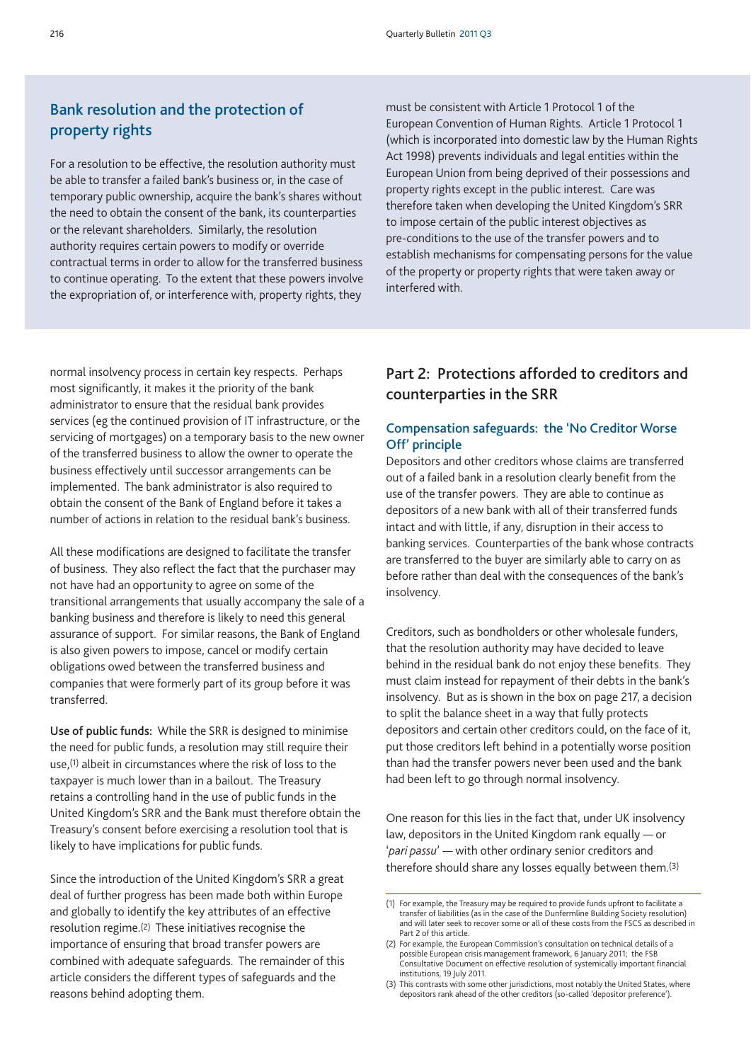## Bank resolution and the protection of property rights

For a resolution to be effective, the resolution authority must be able to transfer a failed bank's business or, in the case of temporary public ownership, acquire the bank's shares without the need to obtain the consent of the bank, its counterparties or the relevant shareholders. Similarly, the resolution authority requires certain powers to modify or override contractual terms in order to allow for the transferred business to continue operating. To the extent that these powers involve the expropriation of, or interference with, property rights, they must be consistent with Article 1 Protocol 1 of the European Convention of Human Rights. Article 1 Protocol 1 (which is incorporated into domestic law by the Human Rights Act 1998) prevents individuals and legal entities within the European Union from being deprived of their possessions and property rights except in the public interest. Care was therefore taken when developing the United Kingdom's SRR to impose certain of the public interest objectives as pre-conditions to the use of the transfer powers and to establish mechanisms for compensating persons for the value of the property or property rights that were taken away or interfered with.

normal insolvency process in certain key respects. Perhaps most significantly, it makes it the priority of the bank administrator to ensure that the residual bank provides services (eg the continued provision of IT infrastructure, or the servicing of mortgages) on a temporary basis to the new owner of the transferred business to allow the owner to operate the business effectively until successor arrangements can be implemented. The bank administrator is also required to obtain the consent of the Bank of England before it takes a number of actions in relation to the residual bank's business.

All these modifications are designed to facilitate the transfer of business. They also reflect the fact that the purchaser may not have had an opportunity to agree on some of the transitional arrangements that usually accompany the sale of a banking business and therefore is likely to need this general assurance of support. For similar reasons, the Bank of England is also given powers to impose, cancel or modify certain obligations owed between the transferred business and companies that were formerly part of its group before it was transferred.

**Use of public funds:** While the SRR is designed to minimise the need for public funds, a resolution may still require their use,[1] albeit in circumstances where the risk of loss to the taxpayer is much lower than in a bailout. The Treasury retains a controlling hand in the use of public funds in the United Kingdom's SRR and the Bank must therefore obtain the Treasury's consent before exercising a resolution tool that is likely to have implications for public funds.

Since the introduction of the United Kingdom's SRR a great deal of further progress has been made both within Europe and globally to identify the key attributes of an effective resolution regime.[2] These initiatives recognise the importance of ensuring that broad transfer powers are combined with adequate safeguards. The remainder of this article considers the different types of safeguards and the reasons behind adopting them.

## Part 2: Protections afforded to creditors and counterparties in the SRR

### Compensation safeguards: the 'No Creditor Worse Off' principle

Depositors and other creditors whose claims are transferred out of a failed bank in a resolution clearly benefit from the use of the transfer powers. They are able to continue as depositors of a new bank with all of their transferred funds intact and with little, if any, disruption in their access to banking services. Counterparties of the bank whose contracts are transferred to the buyer are similarly able to carry on as before rather than deal with the consequences of the bank's insolvency.

Creditors, such as bondholders or other wholesale funders, that the resolution authority may have decided to leave behind in the residual bank do not enjoy these benefits. They must claim instead for repayment of their debts in the bank's insolvency. But as is shown in the box on page 217, a decision to split the balance sheet in a way that fully protects depositors and certain other creditors could, on the face of it, put those creditors left behind in a potentially worse position than had the transfer powers never been used and the bank had been left to go through normal insolvency.

One reason for this lies in the fact that, under UK insolvency law, depositors in the United Kingdom rank equally — or '*pari passu*' — with other ordinary senior creditors and therefore should share any losses equally between them.[3]

(1) For example, the Treasury may be required to provide funds upfront to facilitate a transfer of liabilities (as in the case of the Dunfermline Building Society resolution) and will later seek to recover some or all of these costs from the FSCS as described in Part 2 of this article.

(2) For example, the European Commission's consultation on technical details of a possible European crisis management framework, 6 January 2011; the FSB Consultative Document on effective resolution of systemically important financial institutions, 19 July 2011.

(3) This contrasts with some other jurisdictions, most notably the United States, where depositors rank ahead of the other creditors (so-called 'depositor preference').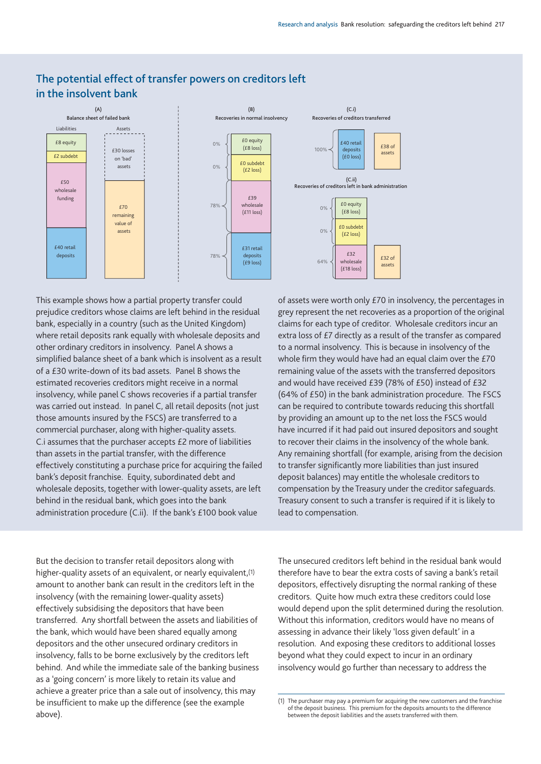## The potential effect of transfer powers on creditors left in the insolvent bank

(A) Balance sheet of failed bank

| Liabilities | Assets |
| --- | --- |
| £8 equity | £30 losses on 'bad' assets |
| £2 subdebt | |
| £50 wholesale funding | £70 remaining value of assets |
| £40 retail deposits | |

(B) Recoveries in normal insolvency

| Recovery | Claim |
| --- | --- |
| 0% | £0 equity (£8 loss) |
| 0% | £0 subdebt (£2 loss) |
| 78% | £39 wholesale (£11 loss) |
| 78% | £31 retail deposits (£9 loss) |

(C.i) Recoveries of creditors transferred

| Recovery | Claim | Assets |
| --- | --- | --- |
| 100% | £40 retail deposits (£0 loss) | £38 of assets |

(C.ii) Recoveries of creditors left in bank administration

| Recovery | Claim | Assets |
| --- | --- | --- |
| 0% | £0 equity (£8 loss) | |
| 0% | £0 subdebt (£2 loss) | |
| 64% | £32 wholesale (£18 loss) | £32 of assets |

This example shows how a partial property transfer could prejudice creditors whose claims are left behind in the residual bank, especially in a country (such as the United Kingdom) where retail deposits rank equally with wholesale deposits and other ordinary creditors in insolvency. Panel A shows a simplified balance sheet of a bank which is insolvent as a result of a £30 write-down of its bad assets. Panel B shows the estimated recoveries creditors might receive in a normal insolvency, while panel C shows recoveries if a partial transfer was carried out instead. In panel C, all retail deposits (not just those amounts insured by the FSCS) are transferred to a commercial purchaser, along with higher-quality assets. C.i assumes that the purchaser accepts £2 more of liabilities than assets in the partial transfer, with the difference effectively constituting a purchase price for acquiring the failed bank's deposit franchise. Equity, subordinated debt and wholesale deposits, together with lower-quality assets, are left behind in the residual bank, which goes into the bank administration procedure (C.ii). If the bank's £100 book value of assets were worth only £70 in insolvency, the percentages in grey represent the net recoveries as a proportion of the original claims for each type of creditor. Wholesale creditors incur an extra loss of £7 directly as a result of the transfer as compared to a normal insolvency. This is because in insolvency of the whole firm they would have had an equal claim over the £70 remaining value of the assets with the transferred depositors and would have received £39 (78% of £50) instead of £32 (64% of £50) in the bank administration procedure. The FSCS can be required to contribute towards reducing this shortfall by providing an amount up to the net loss the FSCS would have incurred if it had paid out insured depositors and sought to recover their claims in the insolvency of the whole bank. Any remaining shortfall (for example, arising from the decision to transfer significantly more liabilities than just insured deposit balances) may entitle the wholesale creditors to compensation by the Treasury under the creditor safeguards. Treasury consent to such a transfer is required if it is likely to lead to compensation.

But the decision to transfer retail depositors along with higher-quality assets of an equivalent, or nearly equivalent,[1] amount to another bank can result in the creditors left in the insolvency (with the remaining lower-quality assets) effectively subsidising the depositors that have been transferred. Any shortfall between the assets and liabilities of the bank, which would have been shared equally among depositors and the other unsecured ordinary creditors in insolvency, falls to be borne exclusively by the creditors left behind. And while the immediate sale of the banking business as a 'going concern' is more likely to retain its value and achieve a greater price than a sale out of insolvency, this may be insufficient to make up the difference (see the example above).

The unsecured creditors left behind in the residual bank would therefore have to bear the extra costs of saving a bank's retail depositors, effectively disrupting the normal ranking of these creditors. Quite how much extra these creditors could lose would depend upon the split determined during the resolution. Without this information, creditors would have no means of assessing in advance their likely 'loss given default' in a resolution. And exposing these creditors to additional losses beyond what they could expect to incur in an ordinary insolvency would go further than necessary to address the

(1) The purchaser may pay a premium for acquiring the new customers and the franchise of the deposit business. This premium for the deposits amounts to the difference between the deposit liabilities and the assets transferred with them.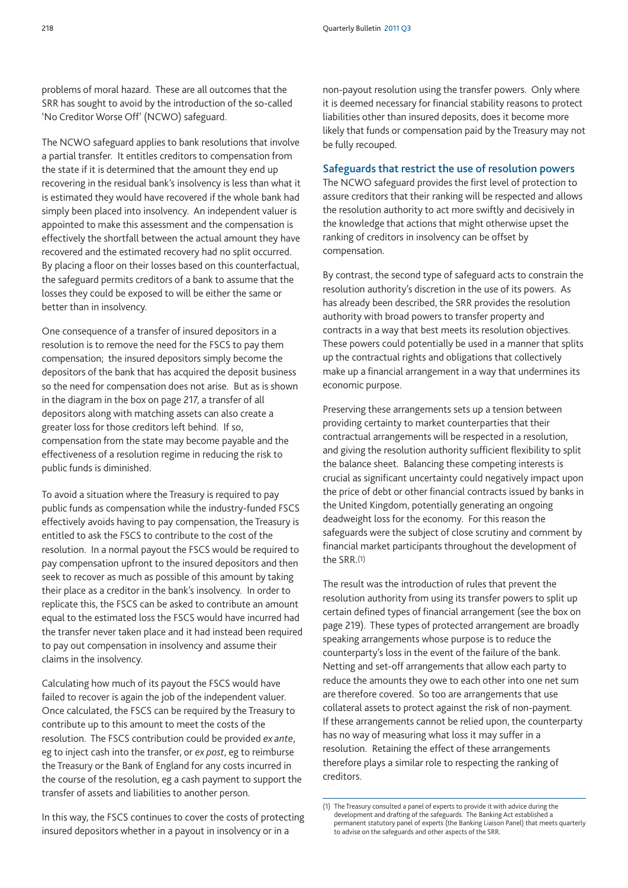problems of moral hazard. These are all outcomes that the SRR has sought to avoid by the introduction of the so-called 'No Creditor Worse Off' (NCWO) safeguard.

The NCWO safeguard applies to bank resolutions that involve a partial transfer. It entitles creditors to compensation from the state if it is determined that the amount they end up recovering in the residual bank's insolvency is less than what it is estimated they would have recovered if the whole bank had simply been placed into insolvency. An independent valuer is appointed to make this assessment and the compensation is effectively the shortfall between the actual amount they have recovered and the estimated recovery had no split occurred. By placing a floor on their losses based on this counterfactual, the safeguard permits creditors of a bank to assume that the losses they could be exposed to will be either the same or better than in insolvency.

One consequence of a transfer of insured depositors in a resolution is to remove the need for the FSCS to pay them compensation; the insured depositors simply become the depositors of the bank that has acquired the deposit business so the need for compensation does not arise. But as is shown in the diagram in the box on page 217, a transfer of all depositors along with matching assets can also create a greater loss for those creditors left behind. If so, compensation from the state may become payable and the effectiveness of a resolution regime in reducing the risk to public funds is diminished.

To avoid a situation where the Treasury is required to pay public funds as compensation while the industry-funded FSCS effectively avoids having to pay compensation, the Treasury is entitled to ask the FSCS to contribute to the cost of the resolution. In a normal payout the FSCS would be required to pay compensation upfront to the insured depositors and then seek to recover as much as possible of this amount by taking their place as a creditor in the bank's insolvency. In order to replicate this, the FSCS can be asked to contribute an amount equal to the estimated loss the FSCS would have incurred had the transfer never taken place and it had instead been required to pay out compensation in insolvency and assume their claims in the insolvency.

Calculating how much of its payout the FSCS would have failed to recover is again the job of the independent valuer. Once calculated, the FSCS can be required by the Treasury to contribute up to this amount to meet the costs of the resolution. The FSCS contribution could be provided *ex ante*, eg to inject cash into the transfer, or *ex post*, eg to reimburse the Treasury or the Bank of England for any costs incurred in the course of the resolution, eg a cash payment to support the transfer of assets and liabilities to another person.

In this way, the FSCS continues to cover the costs of protecting insured depositors whether in a payout in insolvency or in a non-payout resolution using the transfer powers. Only where it is deemed necessary for financial stability reasons to protect liabilities other than insured deposits, does it become more likely that funds or compensation paid by the Treasury may not be fully recouped.

## Safeguards that restrict the use of resolution powers

The NCWO safeguard provides the first level of protection to assure creditors that their ranking will be respected and allows the resolution authority to act more swiftly and decisively in the knowledge that actions that might otherwise upset the ranking of creditors in insolvency can be offset by compensation.

By contrast, the second type of safeguard acts to constrain the resolution authority's discretion in the use of its powers. As has already been described, the SRR provides the resolution authority with broad powers to transfer property and contracts in a way that best meets its resolution objectives. These powers could potentially be used in a manner that splits up the contractual rights and obligations that collectively make up a financial arrangement in a way that undermines its economic purpose.

Preserving these arrangements sets up a tension between providing certainty to market counterparties that their contractual arrangements will be respected in a resolution, and giving the resolution authority sufficient flexibility to split the balance sheet. Balancing these competing interests is crucial as significant uncertainty could negatively impact upon the price of debt or other financial contracts issued by banks in the United Kingdom, potentially generating an ongoing deadweight loss for the economy. For this reason the safeguards were the subject of close scrutiny and comment by financial market participants throughout the development of the SRR.[1]

The result was the introduction of rules that prevent the resolution authority from using its transfer powers to split up certain defined types of financial arrangement (see the box on page 219). These types of protected arrangement are broadly speaking arrangements whose purpose is to reduce the counterparty's loss in the event of the failure of the bank. Netting and set-off arrangements that allow each party to reduce the amounts they owe to each other into one net sum are therefore covered. So too are arrangements that use collateral assets to protect against the risk of non-payment. If these arrangements cannot be relied upon, the counterparty has no way of measuring what loss it may suffer in a resolution. Retaining the effect of these arrangements therefore plays a similar role to respecting the ranking of creditors.

(1) The Treasury consulted a panel of experts to provide it with advice during the development and drafting of the safeguards. The Banking Act established a permanent statutory panel of experts (the Banking Liaison Panel) that meets quarterly to advise on the safeguards and other aspects of the SRR.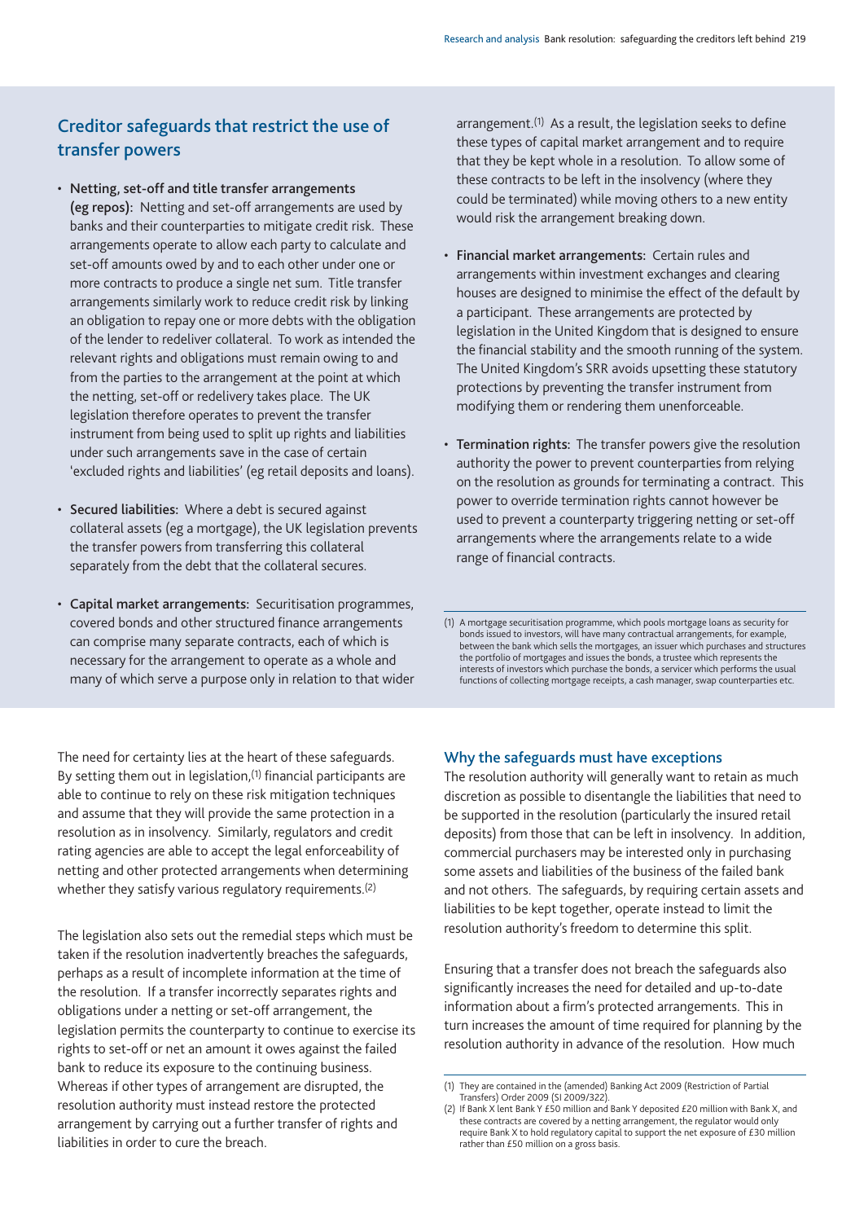## Creditor safeguards that restrict the use of transfer powers

- **Netting, set-off and title transfer arrangements (eg repos):** Netting and set-off arrangements are used by banks and their counterparties to mitigate credit risk. These arrangements operate to allow each party to calculate and set-off amounts owed by and to each other under one or more contracts to produce a single net sum. Title transfer arrangements similarly work to reduce credit risk by linking an obligation to repay one or more debts with the obligation of the lender to redeliver collateral. To work as intended the relevant rights and obligations must remain owing to and from the parties to the arrangement at the point at which the netting, set-off or redelivery takes place. The UK legislation therefore operates to prevent the transfer instrument from being used to split up rights and liabilities under such arrangements save in the case of certain 'excluded rights and liabilities' (eg retail deposits and loans).

- **Secured liabilities:** Where a debt is secured against collateral assets (eg a mortgage), the UK legislation prevents the transfer powers from transferring this collateral separately from the debt that the collateral secures.

- **Capital market arrangements:** Securitisation programmes, covered bonds and other structured finance arrangements can comprise many separate contracts, each of which is necessary for the arrangement to operate as a whole and many of which serve a purpose only in relation to that wider arrangement.[1] As a result, the legislation seeks to define these types of capital market arrangement and to require that they be kept whole in a resolution. To allow some of these contracts to be left in the insolvency (where they could be terminated) while moving others to a new entity would risk the arrangement breaking down.

- **Financial market arrangements:** Certain rules and arrangements within investment exchanges and clearing houses are designed to minimise the effect of the default by a participant. These arrangements are protected by legislation in the United Kingdom that is designed to ensure the financial stability and the smooth running of the system. The United Kingdom's SRR avoids upsetting these statutory protections by preventing the transfer instrument from modifying them or rendering them unenforceable.

- **Termination rights:** The transfer powers give the resolution authority the power to prevent counterparties from relying on the resolution as grounds for terminating a contract. This power to override termination rights cannot however be used to prevent a counterparty triggering netting or set-off arrangements where the arrangements relate to a wide range of financial contracts.

(1) A mortgage securitisation programme, which pools mortgage loans as security for bonds issued to investors, will have many contractual arrangements, for example, between the bank which sells the mortgages, an issuer which purchases and structures the portfolio of mortgages and issues the bonds, a trustee which represents the interests of investors which purchase the bonds, a servicer which performs the usual functions of collecting mortgage receipts, a cash manager, swap counterparties etc.

The need for certainty lies at the heart of these safeguards. By setting them out in legislation,[1] financial participants are able to continue to rely on these risk mitigation techniques and assume that they will provide the same protection in a resolution as in insolvency. Similarly, regulators and credit rating agencies are able to accept the legal enforceability of netting and other protected arrangements when determining whether they satisfy various regulatory requirements.[2]

The legislation also sets out the remedial steps which must be taken if the resolution inadvertently breaches the safeguards, perhaps as a result of incomplete information at the time of the resolution. If a transfer incorrectly separates rights and obligations under a netting or set-off arrangement, the legislation permits the counterparty to continue to exercise its rights to set-off or net an amount it owes against the failed bank to reduce its exposure to the continuing business. Whereas if other types of arrangement are disrupted, the resolution authority must instead restore the protected arrangement by carrying out a further transfer of rights and liabilities in order to cure the breach.

### Why the safeguards must have exceptions

The resolution authority will generally want to retain as much discretion as possible to disentangle the liabilities that need to be supported in the resolution (particularly the insured retail deposits) from those that can be left in insolvency. In addition, commercial purchasers may be interested only in purchasing some assets and liabilities of the business of the failed bank and not others. The safeguards, by requiring certain assets and liabilities to be kept together, operate instead to limit the resolution authority's freedom to determine this split.

Ensuring that a transfer does not breach the safeguards also significantly increases the need for detailed and up-to-date information about a firm's protected arrangements. This in turn increases the amount of time required for planning by the resolution authority in advance of the resolution. How much

(1) They are contained in the (amended) Banking Act 2009 (Restriction of Partial Transfers) Order 2009 (SI 2009/322).
(2) If Bank X lent Bank Y £50 million and Bank Y deposited £20 million with Bank X, and these contracts are covered by a netting arrangement, the regulator would only require Bank X to hold regulatory capital to support the net exposure of £30 million rather than £50 million on a gross basis.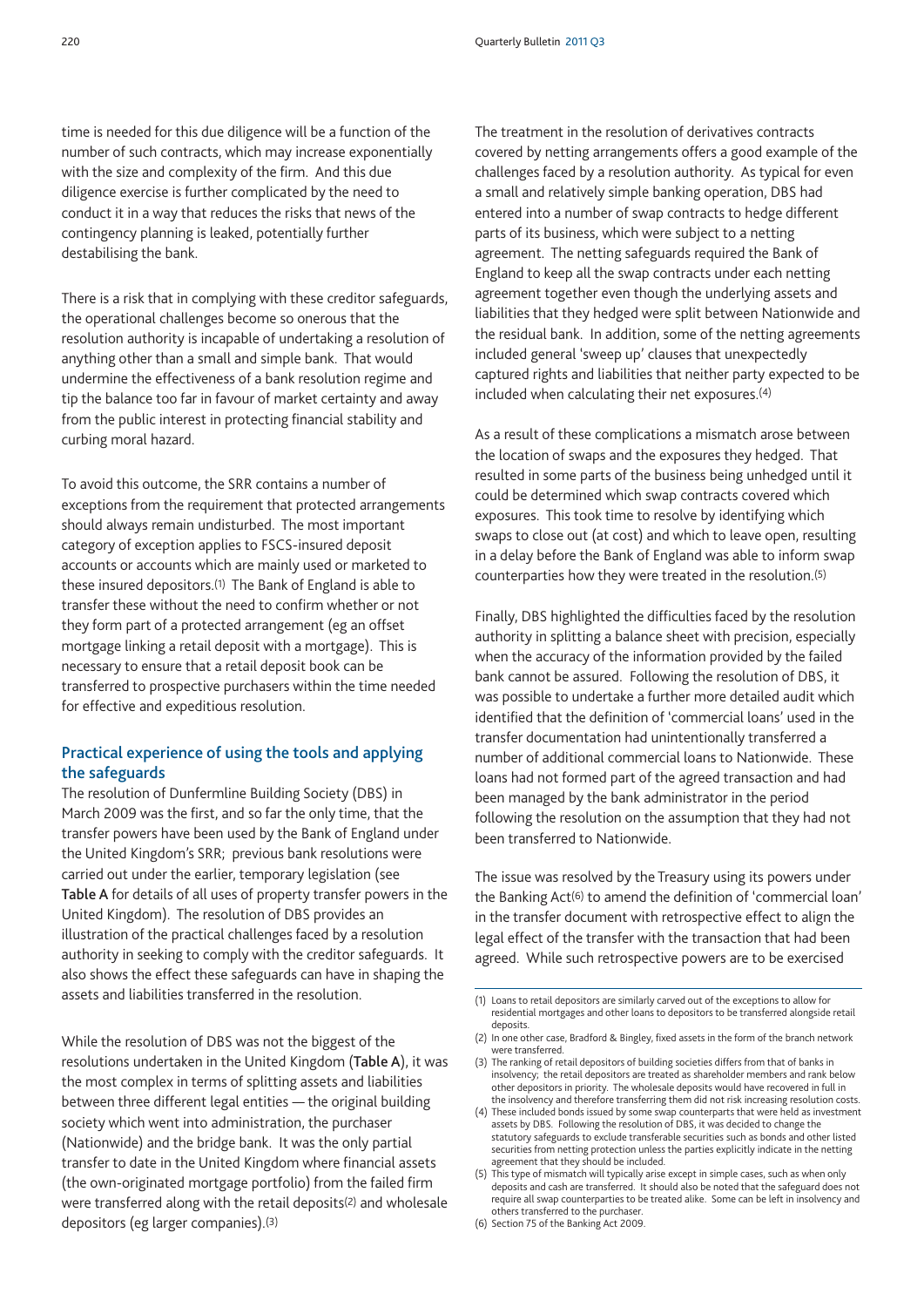time is needed for this due diligence will be a function of the number of such contracts, which may increase exponentially with the size and complexity of the firm. And this due diligence exercise is further complicated by the need to conduct it in a way that reduces the risks that news of the contingency planning is leaked, potentially further destabilising the bank.

There is a risk that in complying with these creditor safeguards, the operational challenges become so onerous that the resolution authority is incapable of undertaking a resolution of anything other than a small and simple bank. That would undermine the effectiveness of a bank resolution regime and tip the balance too far in favour of market certainty and away from the public interest in protecting financial stability and curbing moral hazard.

To avoid this outcome, the SRR contains a number of exceptions from the requirement that protected arrangements should always remain undisturbed. The most important category of exception applies to FSCS-insured deposit accounts or accounts which are mainly used or marketed to these insured depositors.(1) The Bank of England is able to transfer these without the need to confirm whether or not they form part of a protected arrangement (eg an offset mortgage linking a retail deposit with a mortgage). This is necessary to ensure that a retail deposit book can be transferred to prospective purchasers within the time needed for effective and expeditious resolution.

### Practical experience of using the tools and applying the safeguards

The resolution of Dunfermline Building Society (DBS) in March 2009 was the first, and so far the only time, that the transfer powers have been used by the Bank of England under the United Kingdom's SRR; previous bank resolutions were carried out under the earlier, temporary legislation (see **Table A** for details of all uses of property transfer powers in the United Kingdom). The resolution of DBS provides an illustration of the practical challenges faced by a resolution authority in seeking to comply with the creditor safeguards. It also shows the effect these safeguards can have in shaping the assets and liabilities transferred in the resolution.

While the resolution of DBS was not the biggest of the resolutions undertaken in the United Kingdom (**Table A**), it was the most complex in terms of splitting assets and liabilities between three different legal entities — the original building society which went into administration, the purchaser (Nationwide) and the bridge bank. It was the only partial transfer to date in the United Kingdom where financial assets (the own-originated mortgage portfolio) from the failed firm were transferred along with the retail deposits(2) and wholesale depositors (eg larger companies).(3)

The treatment in the resolution of derivatives contracts covered by netting arrangements offers a good example of the challenges faced by a resolution authority. As typical for even a small and relatively simple banking operation, DBS had entered into a number of swap contracts to hedge different parts of its business, which were subject to a netting agreement. The netting safeguards required the Bank of England to keep all the swap contracts under each netting agreement together even though the underlying assets and liabilities that they hedged were split between Nationwide and the residual bank. In addition, some of the netting agreements included general 'sweep up' clauses that unexpectedly captured rights and liabilities that neither party expected to be included when calculating their net exposures.(4)

As a result of these complications a mismatch arose between the location of swaps and the exposures they hedged. That resulted in some parts of the business being unhedged until it could be determined which swap contracts covered which exposures. This took time to resolve by identifying which swaps to close out (at cost) and which to leave open, resulting in a delay before the Bank of England was able to inform swap counterparties how they were treated in the resolution.(5)

Finally, DBS highlighted the difficulties faced by the resolution authority in splitting a balance sheet with precision, especially when the accuracy of the information provided by the failed bank cannot be assured. Following the resolution of DBS, it was possible to undertake a further more detailed audit which identified that the definition of 'commercial loans' used in the transfer documentation had unintentionally transferred a number of additional commercial loans to Nationwide. These loans had not formed part of the agreed transaction and had been managed by the bank administrator in the period following the resolution on the assumption that they had not been transferred to Nationwide.

The issue was resolved by the Treasury using its powers under the Banking Act(6) to amend the definition of 'commercial loan' in the transfer document with retrospective effect to align the legal effect of the transfer with the transaction that had been agreed. While such retrospective powers are to be exercised

(1) Loans to retail depositors are similarly carved out of the exceptions to allow for residential mortgages and other loans to depositors to be transferred alongside retail deposits.
(2) In one other case, Bradford & Bingley, fixed assets in the form of the branch network were transferred.
(3) The ranking of retail depositors of building societies differs from that of banks in insolvency; the retail depositors are treated as shareholder members and rank below other depositors in priority. The wholesale deposits would have recovered in full in the insolvency and therefore transferring them did not risk increasing resolution costs.
(4) These included bonds issued by some swap counterparts that were held as investment assets by DBS. Following the resolution of DBS, it was decided to change the statutory safeguards to exclude transferable securities such as bonds and other listed securities from netting protection unless the parties explicitly indicate in the netting agreement that they should be included.
(5) This type of mismatch will typically arise except in simple cases, such as when only deposits and cash are transferred. It should also be noted that the safeguard does not require all swap counterparties to be treated alike. Some can be left in insolvency and others transferred to the purchaser.
(6) Section 75 of the Banking Act 2009.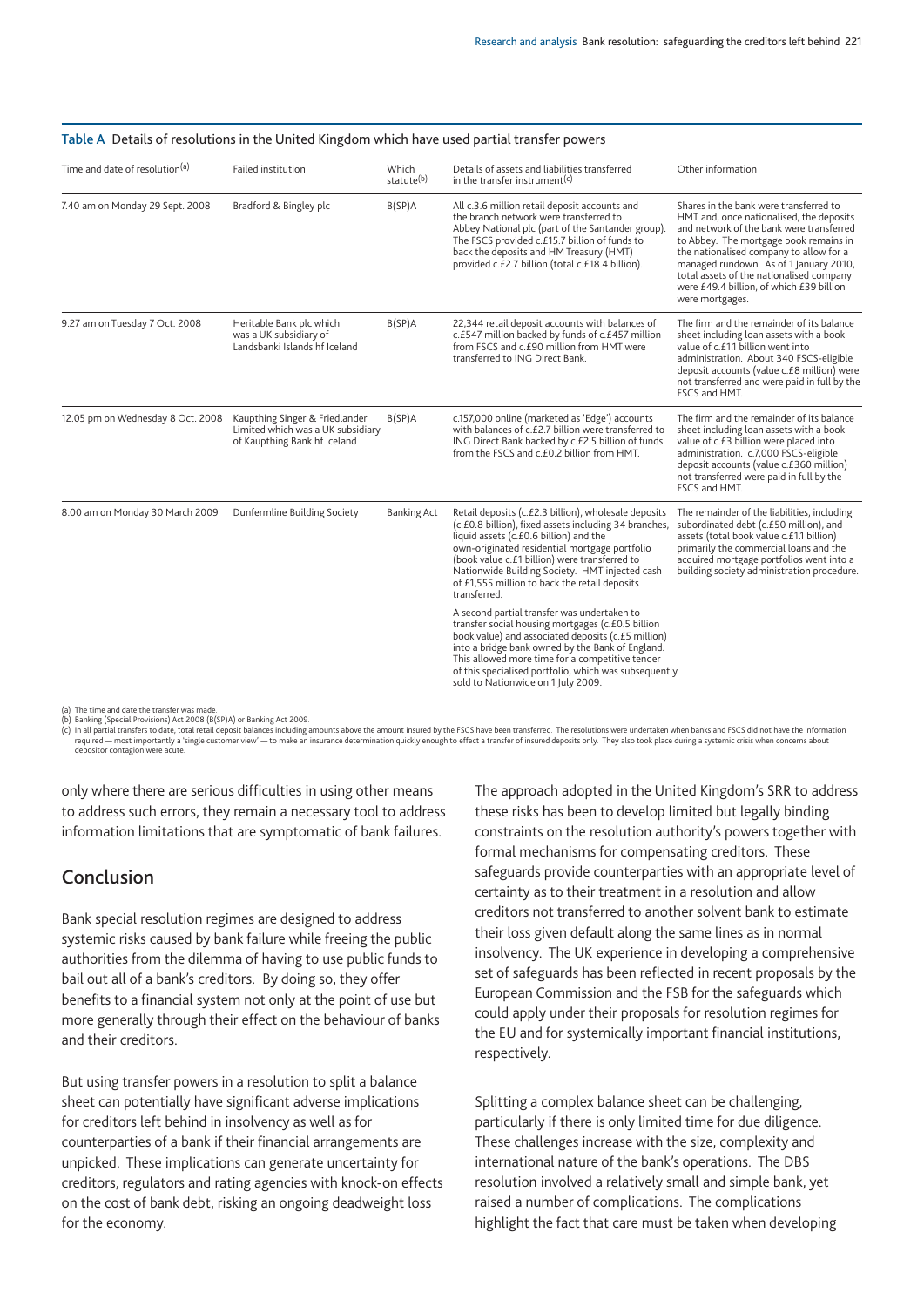**Table A** Details of resolutions in the United Kingdom which have used partial transfer powers

| Time and date of resolution[(a)] | Failed institution | Which statute[(b)] | Details of assets and liabilities transferred in the transfer instrument[(c)] | Other information |
|---|---|---|---|---|
| 7.40 am on Monday 29 Sept. 2008 | Bradford & Bingley plc | B(SP)A | All c.3.6 million retail deposit accounts and the branch network were transferred to Abbey National plc (part of the Santander group). The FSCS provided c.£15.7 billion of funds to back the deposits and HM Treasury (HMT) provided c.£2.7 billion (total c.£18.4 billion). | Shares in the bank were transferred to HMT and, once nationalised, the deposits and network of the bank were transferred to Abbey. The mortgage book remains in the nationalised company to allow for a managed rundown. As of 1 January 2010, total assets of the nationalised company were £49.4 billion, of which £39 billion were mortgages. |
| 9.27 am on Tuesday 7 Oct. 2008 | Heritable Bank plc which was a UK subsidiary of Landsbanki Islands hf Iceland | B(SP)A | 22,344 retail deposit accounts with balances of c.£547 million backed by funds of c.£457 million from FSCS and c.£90 million from HMT were transferred to ING Direct Bank. | The firm and the remainder of its balance sheet including loan assets with a book value of c.£1.1 billion went into administration. About 340 FSCS-eligible deposit accounts (value c.£8 million) were not transferred and were paid in full by the FSCS and HMT. |
| 12.05 pm on Wednesday 8 Oct. 2008 | Kaupthing Singer & Friedlander Limited which was a UK subsidiary of Kaupthing Bank hf Iceland | B(SP)A | c.157,000 online (marketed as 'Edge') accounts with balances of c.£2.7 billion were transferred to ING Direct Bank backed by c.£2.5 billion of funds from the FSCS and c.£0.2 billion from HMT. | The firm and the remainder of its balance sheet including loan assets with a book value of c.£3 billion were placed into administration. c.7,000 FSCS-eligible deposit accounts (value c.£360 million) not transferred were paid in full by the FSCS and HMT. |
| 8.00 am on Monday 30 March 2009 | Dunfermline Building Society | Banking Act | Retail deposits (c.£2.3 billion), wholesale deposits (c.£0.8 billion), fixed assets including 34 branches, liquid assets (c.£0.6 billion) and the own-originated residential mortgage portfolio (book value c.£1 billion) were transferred to Nationwide Building Society. HMT injected cash of £1,555 million to back the retail deposits transferred. A second partial transfer was undertaken to transfer social housing mortgages (c.£0.5 billion book value) and associated deposits (c.£5 million) into a bridge bank owned by the Bank of England. This allowed more time for a competitive tender of this specialised portfolio, which was subsequently sold to Nationwide on 1 July 2009. | The remainder of the liabilities, including subordinated debt (c.£50 million), and assets (total book value c.£1.1 billion) primarily the commercial loans and the acquired mortgage portfolios went into a building society administration procedure. |

(a) The time and date the transfer was made.
(b) Banking (Special Provisions) Act 2008 (B(SP)A) or Banking Act 2009.
(c) In all partial transfers to date, total retail deposit balances including amounts above the amount insured by the FSCS have been transferred. The resolutions were undertaken when banks and FSCS did not have the information required — most importantly a 'single customer view' — to make an insurance determination quickly enough to effect a transfer of insured deposits only. They also took place during a systemic crisis when concerns about depositor contagion were acute.

only where there are serious difficulties in using other means to address such errors, they remain a necessary tool to address information limitations that are symptomatic of bank failures.

## Conclusion

Bank special resolution regimes are designed to address systemic risks caused by bank failure while freeing the public authorities from the dilemma of having to use public funds to bail out all of a bank's creditors. By doing so, they offer benefits to a financial system not only at the point of use but more generally through their effect on the behaviour of banks and their creditors.

But using transfer powers in a resolution to split a balance sheet can potentially have significant adverse implications for creditors left behind in insolvency as well as for counterparties of a bank if their financial arrangements are unpicked. These implications can generate uncertainty for creditors, regulators and rating agencies with knock-on effects on the cost of bank debt, risking an ongoing deadweight loss for the economy.

The approach adopted in the United Kingdom's SRR to address these risks has been to develop limited but legally binding constraints on the resolution authority's powers together with formal mechanisms for compensating creditors. These safeguards provide counterparties with an appropriate level of certainty as to their treatment in a resolution and allow creditors not transferred to another solvent bank to estimate their loss given default along the same lines as in normal insolvency. The UK experience in developing a comprehensive set of safeguards has been reflected in recent proposals by the European Commission and the FSB for the safeguards which could apply under their proposals for resolution regimes for the EU and for systemically important financial institutions, respectively.

Splitting a complex balance sheet can be challenging, particularly if there is only limited time for due diligence. These challenges increase with the size, complexity and international nature of the bank's operations. The DBS resolution involved a relatively small and simple bank, yet raised a number of complications. The complications highlight the fact that care must be taken when developing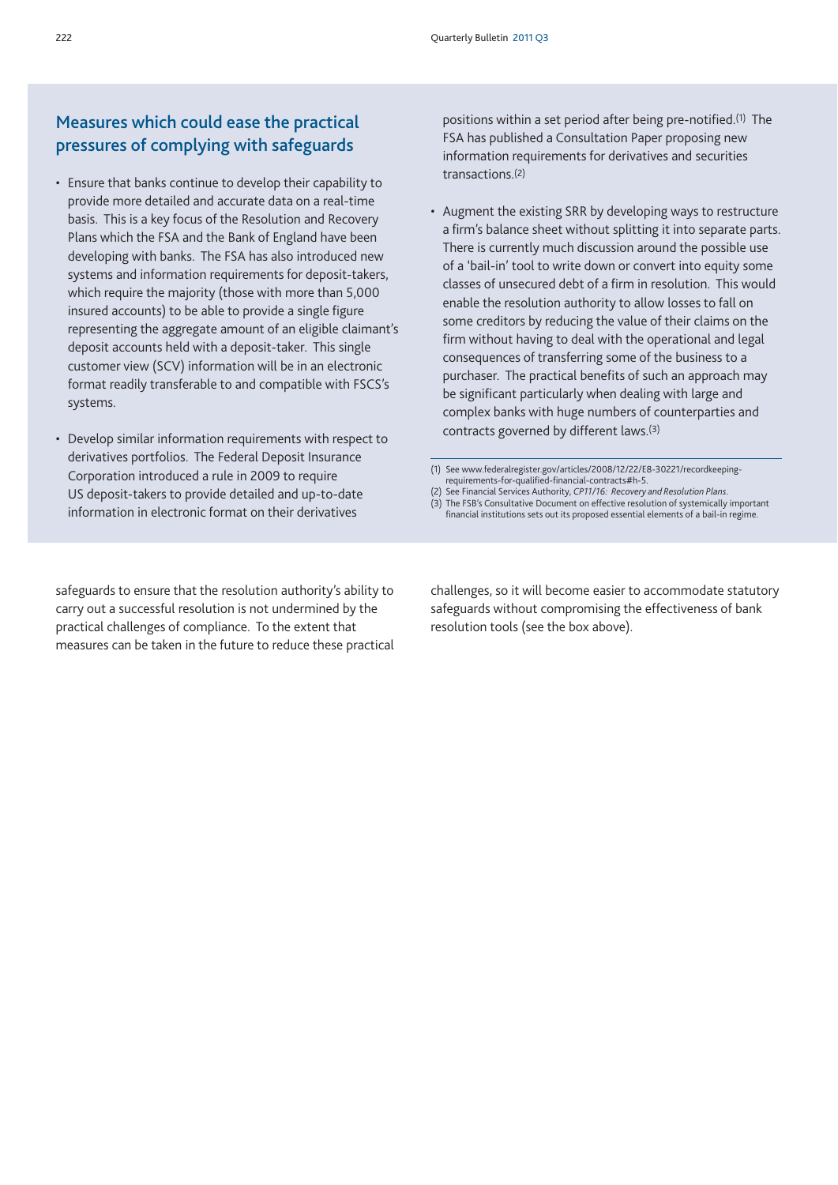## Measures which could ease the practical pressures of complying with safeguards

- Ensure that banks continue to develop their capability to provide more detailed and accurate data on a real-time basis. This is a key focus of the Resolution and Recovery Plans which the FSA and the Bank of England have been developing with banks. The FSA has also introduced new systems and information requirements for deposit-takers, which require the majority (those with more than 5,000 insured accounts) to be able to provide a single figure representing the aggregate amount of an eligible claimant's deposit accounts held with a deposit-taker. This single customer view (SCV) information will be in an electronic format readily transferable to and compatible with FSCS's systems.

- Develop similar information requirements with respect to derivatives portfolios. The Federal Deposit Insurance Corporation introduced a rule in 2009 to require US deposit-takers to provide detailed and up-to-date information in electronic format on their derivatives positions within a set period after being pre-notified.[1] The FSA has published a Consultation Paper proposing new information requirements for derivatives and securities transactions.[2]

- Augment the existing SRR by developing ways to restructure a firm's balance sheet without splitting it into separate parts. There is currently much discussion around the possible use of a 'bail-in' tool to write down or convert into equity some classes of unsecured debt of a firm in resolution. This would enable the resolution authority to allow losses to fall on some creditors by reducing the value of their claims on the firm without having to deal with the operational and legal consequences of transferring some of the business to a purchaser. The practical benefits of such an approach may be significant particularly when dealing with large and complex banks with huge numbers of counterparties and contracts governed by different laws.[3]

(1) See www.federalregister.gov/articles/2008/12/22/E8-30221/recordkeeping-requirements-for-qualified-financial-contracts#h-5.
(2) See Financial Services Authority, *CP11/16: Recovery and Resolution Plans*.
(3) The FSB's Consultative Document on effective resolution of systemically important financial institutions sets out its proposed essential elements of a bail-in regime.

safeguards to ensure that the resolution authority's ability to carry out a successful resolution is not undermined by the practical challenges of compliance. To the extent that measures can be taken in the future to reduce these practical challenges, so it will become easier to accommodate statutory safeguards without compromising the effectiveness of bank resolution tools (see the box above).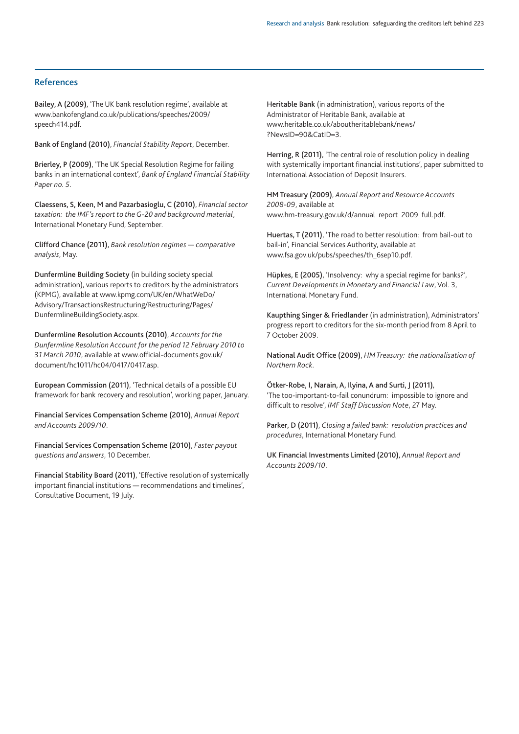## References

**Bailey, A (2009)**, 'The UK bank resolution regime', available at www.bankofengland.co.uk/publications/speeches/2009/speech414.pdf.

**Bank of England (2010)**, *Financial Stability Report*, December.

**Brierley, P (2009)**, 'The UK Special Resolution Regime for failing banks in an international context', *Bank of England Financial Stability Paper no. 5*.

**Claessens, S, Keen, M and Pazarbasioglu, C (2010)**, *Financial sector taxation: the IMF's report to the G-20 and background material*, International Monetary Fund, September.

**Clifford Chance (2011)**, *Bank resolution regimes — comparative analysis*, May.

**Dunfermline Building Society** (in building society special administration), various reports to creditors by the administrators (KPMG), available at www.kpmg.com/UK/en/WhatWeDo/Advisory/TransactionsRestructuring/Restructuring/Pages/DunfermlineBuildingSociety.aspx.

**Dunfermline Resolution Accounts (2010)**, *Accounts for the Dunfermline Resolution Account for the period 12 February 2010 to 31 March 2010*, available at www.official-documents.gov.uk/document/hc1011/hc04/0417/0417.asp.

**European Commission (2011)**, 'Technical details of a possible EU framework for bank recovery and resolution', working paper, January.

**Financial Services Compensation Scheme (2010)**, *Annual Report and Accounts 2009/10*.

**Financial Services Compensation Scheme (2010)**, *Faster payout questions and answers*, 10 December.

**Financial Stability Board (2011)**, 'Effective resolution of systemically important financial institutions — recommendations and timelines', Consultative Document, 19 July.

**Heritable Bank** (in administration), various reports of the Administrator of Heritable Bank, available at www.heritable.co.uk/aboutheritablebank/news/?NewsID=90&CatID=3.

**Herring, R (2011)**, 'The central role of resolution policy in dealing with systemically important financial institutions', paper submitted to International Association of Deposit Insurers.

**HM Treasury (2009)**, *Annual Report and Resource Accounts 2008-09*, available at www.hm-treasury.gov.uk/d/annual_report_2009_full.pdf.

**Huertas, T (2011)**, 'The road to better resolution: from bail-out to bail-in', Financial Services Authority, available at www.fsa.gov.uk/pubs/speeches/th_6sep10.pdf.

**Hüpkes, E (2005)**, 'Insolvency: why a special regime for banks?', *Current Developments in Monetary and Financial Law*, Vol. 3, International Monetary Fund.

**Kaupthing Singer & Friedlander** (in administration), Administrators' progress report to creditors for the six-month period from 8 April to 7 October 2009.

**National Audit Office (2009)**, *HM Treasury: the nationalisation of Northern Rock*.

**Ötker-Robe, I, Narain, A, Ilyina, A and Surti, J (2011)**, 'The too-important-to-fail conundrum: impossible to ignore and difficult to resolve', *IMF Staff Discussion Note*, 27 May.

**Parker, D (2011)**, *Closing a failed bank: resolution practices and procedures*, International Monetary Fund.

**UK Financial Investments Limited (2010)**, *Annual Report and Accounts 2009/10*.